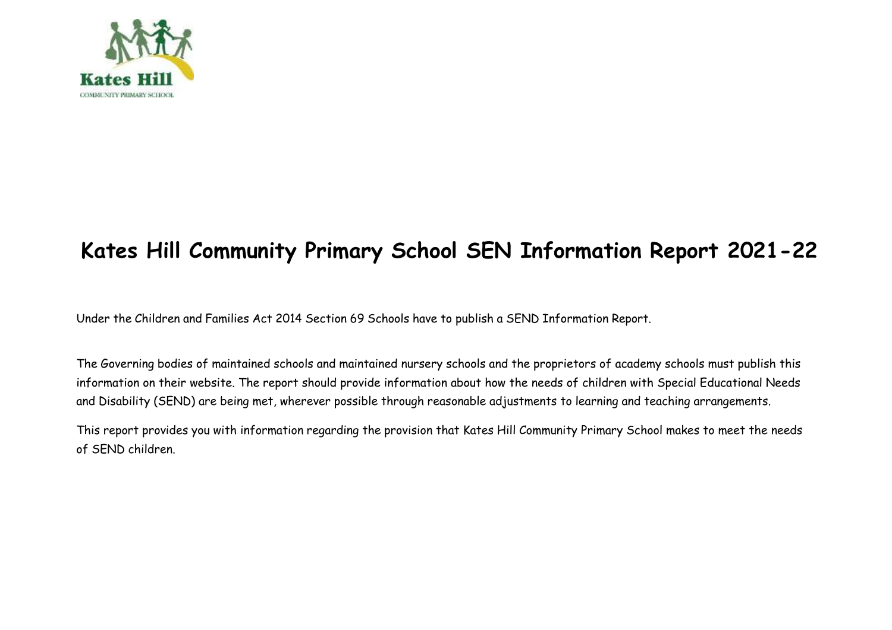# Kates Hill Community Primary School SEN Information Report 2021-22

Under the Children and Families Act 2014 Section 69 Schools have to publish a SEND Information Report.

The Governing bodies of maintained schools and maintained nursery schools and the proprietors of academy schools must publish this information on their website. The report should provide information about how the needs of children with Special Educational Needs and Disability (SEND) are being met, wherever possible through reasonable adjustments to learning and teaching arrangements.

This report provides you with information regarding the provision that Kates Hill Community Primary School makes to meet the needs of SEND children.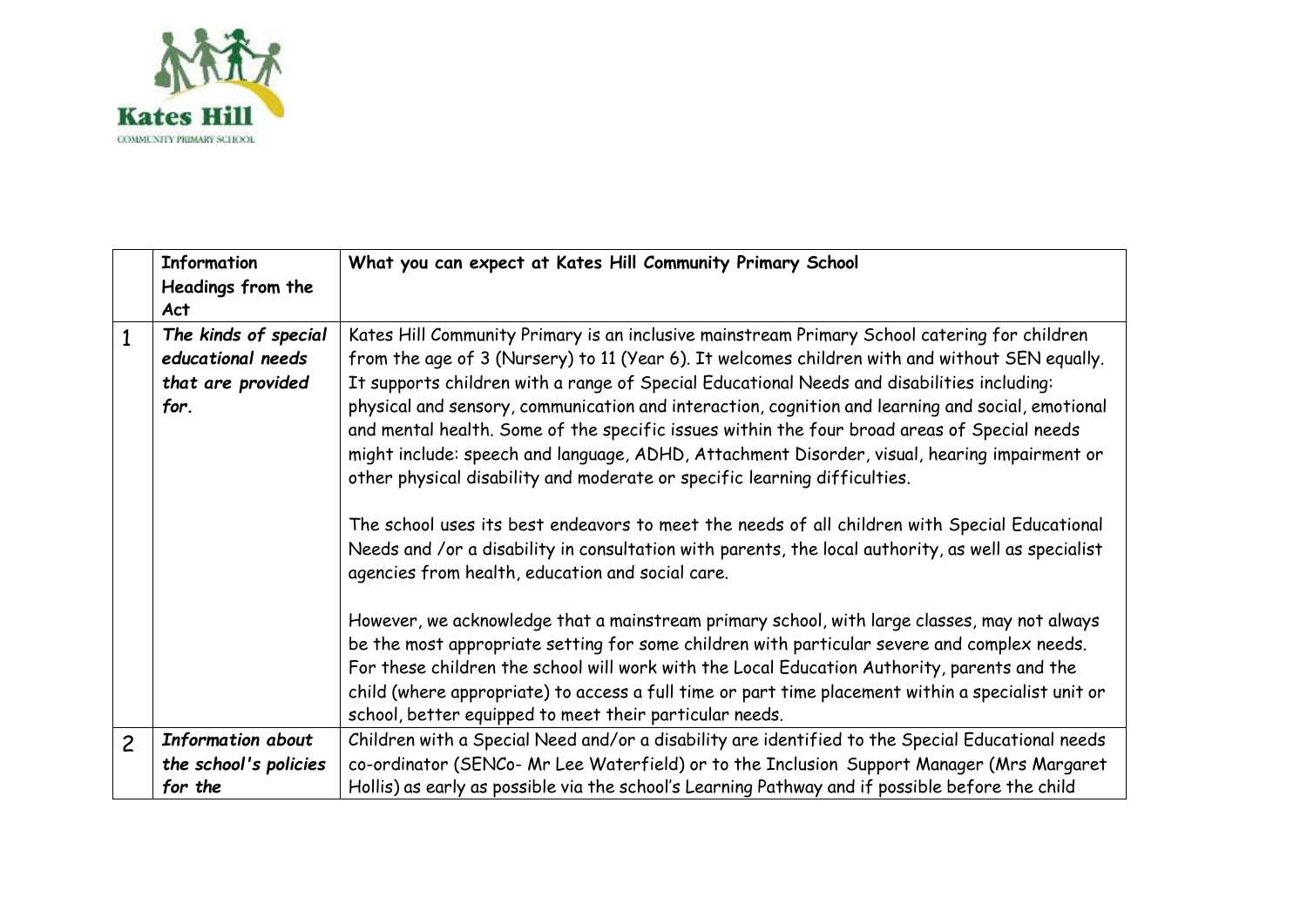| | Information Headings from the Act | What you can expect at Kates Hill Community Primary School |
|---|---|---|
| 1 | *The kinds of special educational needs that are provided for.* | Kates Hill Community Primary is an inclusive mainstream Primary School catering for children from the age of 3 (Nursery) to 11 (Year 6). It welcomes children with and without SEN equally. It supports children with a range of Special Educational Needs and disabilities including: physical and sensory, communication and interaction, cognition and learning and social, emotional and mental health. Some of the specific issues within the four broad areas of Special needs might include: speech and language, ADHD, Attachment Disorder, visual, hearing impairment or other physical disability and moderate or specific learning difficulties.<br><br>The school uses its best endeavors to meet the needs of all children with Special Educational Needs and /or a disability in consultation with parents, the local authority, as well as specialist agencies from health, education and social care.<br><br>However, we acknowledge that a mainstream primary school, with large classes, may not always be the most appropriate setting for some children with particular severe and complex needs. For these children the school will work with the Local Education Authority, parents and the child (where appropriate) to access a full time or part time placement within a specialist unit or school, better equipped to meet their particular needs. |
| 2 | *Information about the school's policies for the* | Children with a Special Need and/or a disability are identified to the Special Educational needs co-ordinator (SENCo- Mr Lee Waterfield) or to the Inclusion Support Manager (Mrs Margaret Hollis) as early as possible via the school's Learning Pathway and if possible before the child |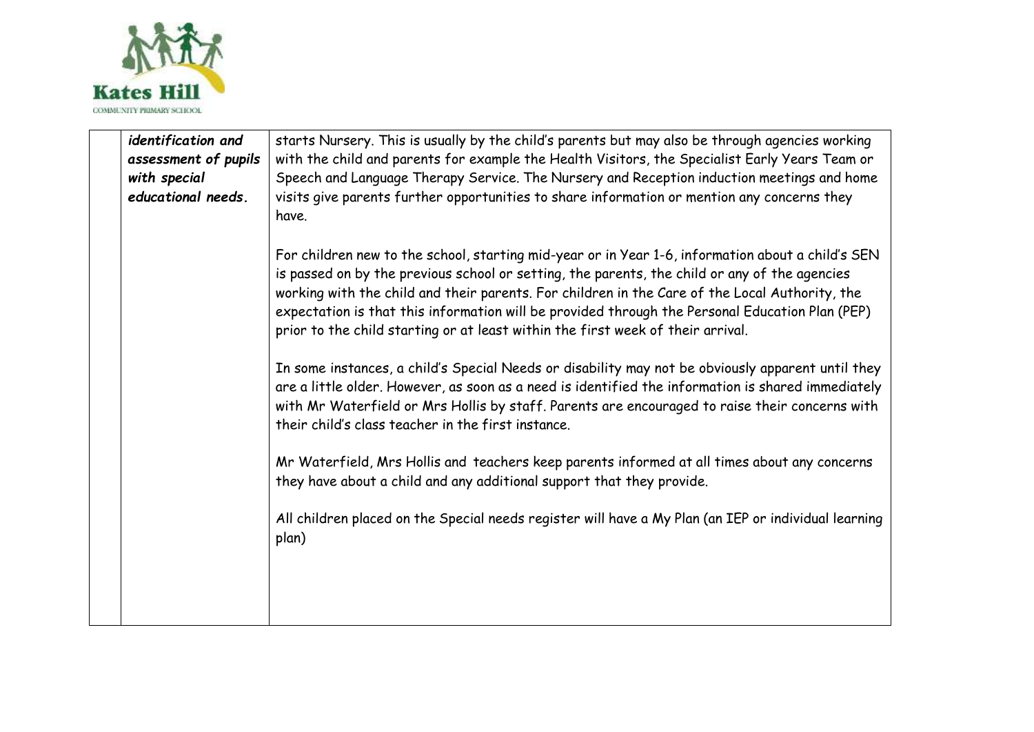| | | |
|---|---|---|
| | ***identification and assessment of pupils with special educational needs.*** | starts Nursery. This is usually by the child's parents but may also be through agencies working with the child and parents for example the Health Visitors, the Specialist Early Years Team or Speech and Language Therapy Service. The Nursery and Reception induction meetings and home visits give parents further opportunities to share information or mention any concerns they have.<br><br>For children new to the school, starting mid-year or in Year 1-6, information about a child's SEN is passed on by the previous school or setting, the parents, the child or any of the agencies working with the child and their parents. For children in the Care of the Local Authority, the expectation is that this information will be provided through the Personal Education Plan (PEP) prior to the child starting or at least within the first week of their arrival.<br><br>In some instances, a child's Special Needs or disability may not be obviously apparent until they are a little older. However, as soon as a need is identified the information is shared immediately with Mr Waterfield or Mrs Hollis by staff. Parents are encouraged to raise their concerns with their child's class teacher in the first instance.<br><br>Mr Waterfield, Mrs Hollis and teachers keep parents informed at all times about any concerns they have about a child and any additional support that they provide.<br><br>All children placed on the Special needs register will have a My Plan (an IEP or individual learning plan) |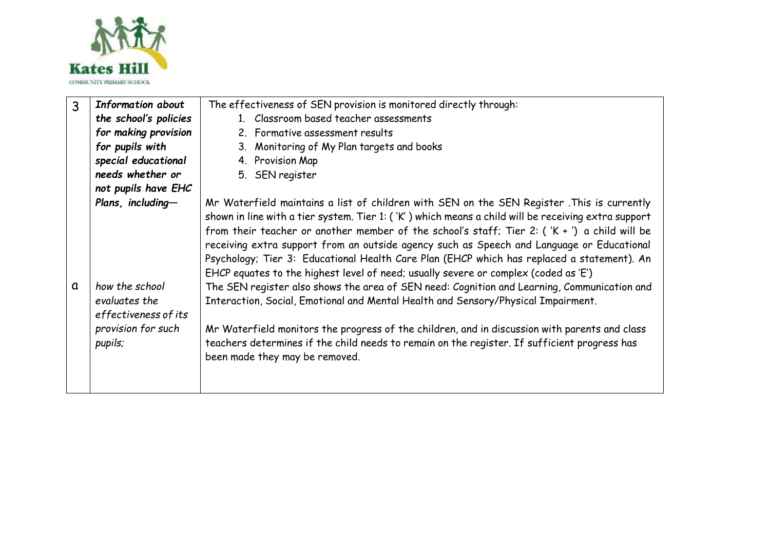| 3 | ***Information about the school's policies for making provision for pupils with special educational needs whether or not pupils have EHC Plans, including—*** | The effectiveness of SEN provision is monitored directly through:<br>1. Classroom based teacher assessments<br>2. Formative assessment results<br>3. Monitoring of My Plan targets and books<br>4. Provision Map<br>5. SEN register<br><br>Mr Waterfield maintains a list of children with SEN on the SEN Register .This is currently shown in line with a tier system. Tier 1: ( 'K' ) which means a child will be receiving extra support from their teacher or another member of the school's staff; Tier 2: ( 'K + ') a child will be receiving extra support from an outside agency such as Speech and Language or Educational Psychology; Tier 3: Educational Health Care Plan (EHCP which has replaced a statement). An EHCP equates to the highest level of need; usually severe or complex (coded as 'E')<br>The SEN register also shows the area of SEN need: Cognition and Learning, Communication and Interaction, Social, Emotional and Mental Health and Sensory/Physical Impairment.<br><br>Mr Waterfield monitors the progress of the children, and in discussion with parents and class teachers determines if the child needs to remain on the register. If sufficient progress has been made they may be removed. |
|---|---|---|
| a | *how the school evaluates the effectiveness of its provision for such pupils;* | |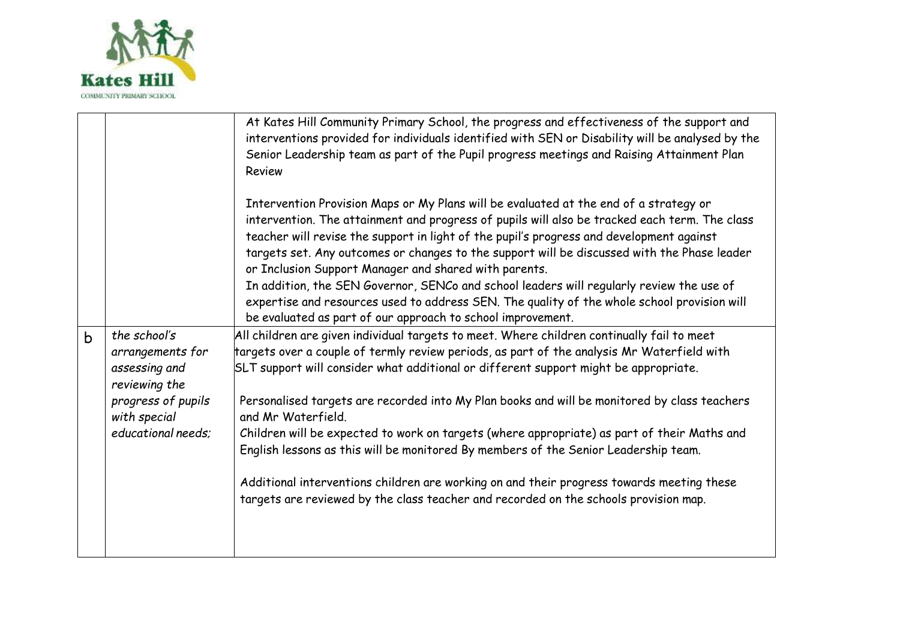| | | |
|---|---|---|
| | | At Kates Hill Community Primary School, the progress and effectiveness of the support and interventions provided for individuals identified with SEN or Disability will be analysed by the Senior Leadership team as part of the Pupil progress meetings and Raising Attainment Plan Review<br><br>Intervention Provision Maps or My Plans will be evaluated at the end of a strategy or intervention. The attainment and progress of pupils will also be tracked each term. The class teacher will revise the support in light of the pupil's progress and development against targets set. Any outcomes or changes to the support will be discussed with the Phase leader or Inclusion Support Manager and shared with parents.<br>In addition, the SEN Governor, SENCo and school leaders will regularly review the use of expertise and resources used to address SEN. The quality of the whole school provision will be evaluated as part of our approach to school improvement. |
| b | *the school's arrangements for assessing and reviewing the progress of pupils with special educational needs;* | All children are given individual targets to meet. Where children continually fail to meet targets over a couple of termly review periods, as part of the analysis Mr Waterfield with SLT support will consider what additional or different support might be appropriate.<br><br>Personalised targets are recorded into My Plan books and will be monitored by class teachers and Mr Waterfield.<br>Children will be expected to work on targets (where appropriate) as part of their Maths and English lessons as this will be monitored By members of the Senior Leadership team.<br><br>Additional interventions children are working on and their progress towards meeting these targets are reviewed by the class teacher and recorded on the schools provision map. |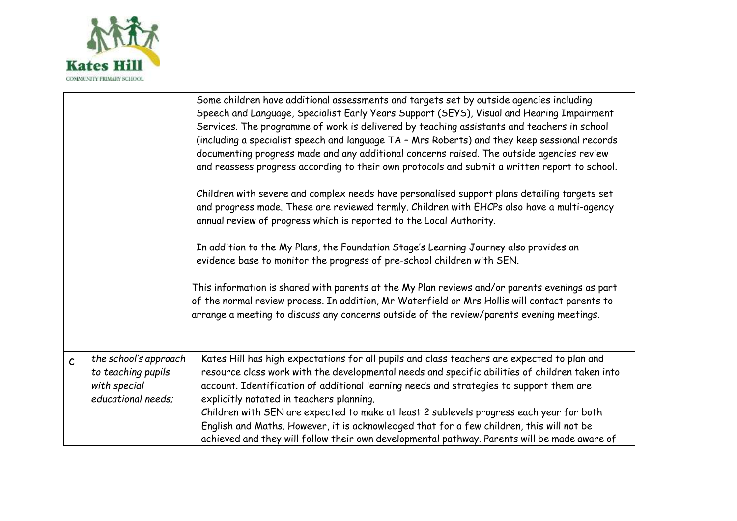| | | |
|---|---|---|
| | | Some children have additional assessments and targets set by outside agencies including Speech and Language, Specialist Early Years Support (SEYS), Visual and Hearing Impairment Services. The programme of work is delivered by teaching assistants and teachers in school (including a specialist speech and language TA – Mrs Roberts) and they keep sessional records documenting progress made and any additional concerns raised. The outside agencies review and reassess progress according to their own protocols and submit a written report to school.<br><br>Children with severe and complex needs have personalised support plans detailing targets set and progress made. These are reviewed termly. Children with EHCPs also have a multi-agency annual review of progress which is reported to the Local Authority.<br><br>In addition to the My Plans, the Foundation Stage's Learning Journey also provides an evidence base to monitor the progress of pre-school children with SEN.<br><br>This information is shared with parents at the My Plan reviews and/or parents evenings as part of the normal review process. In addition, Mr Waterfield or Mrs Hollis will contact parents to arrange a meeting to discuss any concerns outside of the review/parents evening meetings. |
| c | *the school's approach to teaching pupils with special educational needs;* | Kates Hill has high expectations for all pupils and class teachers are expected to plan and resource class work with the developmental needs and specific abilities of children taken into account. Identification of additional learning needs and strategies to support them are explicitly notated in teachers planning.<br>Children with SEN are expected to make at least 2 sublevels progress each year for both English and Maths. However, it is acknowledged that for a few children, this will not be achieved and they will follow their own developmental pathway. Parents will be made aware of |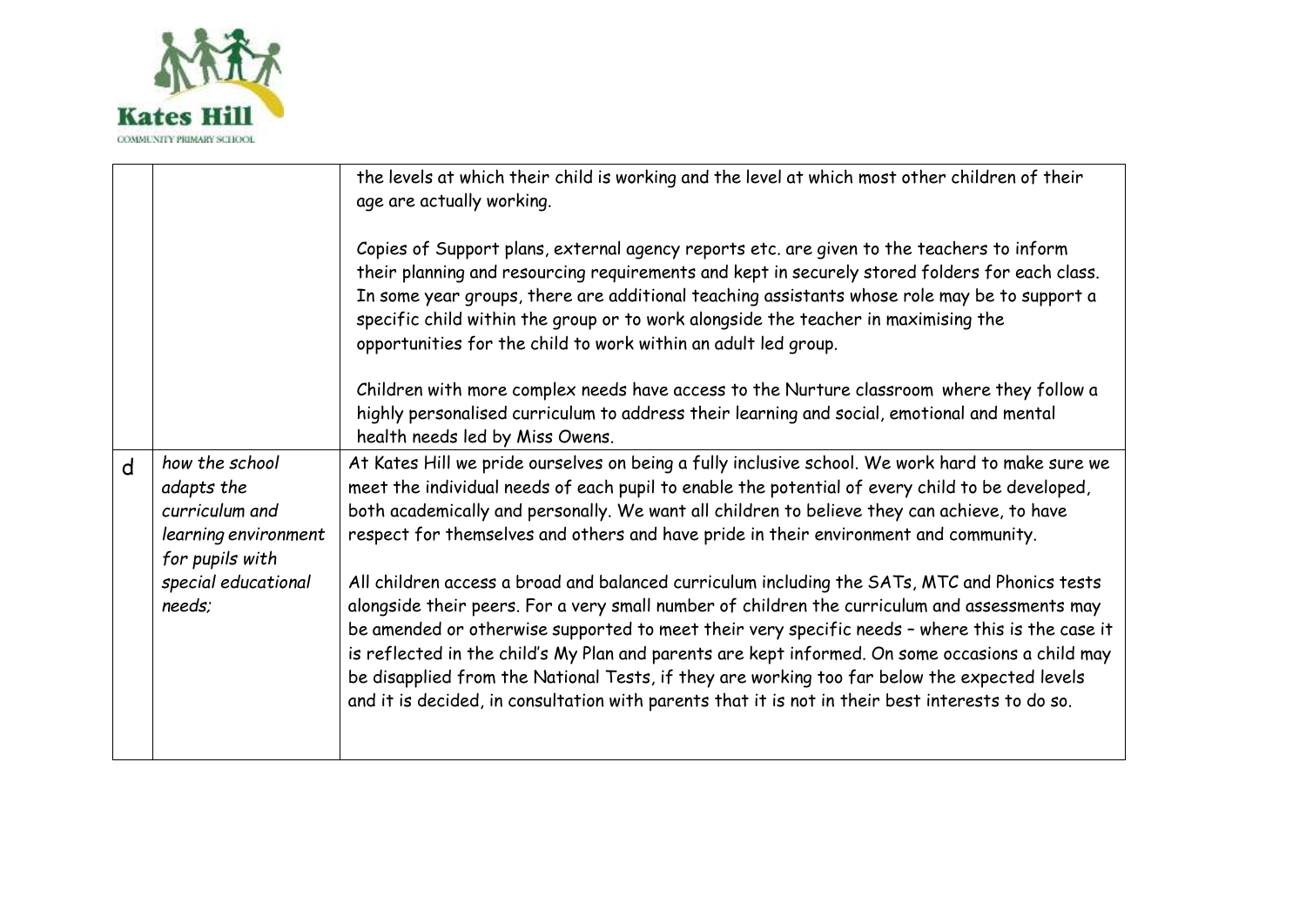| | | |
|---|---|---|
| | | the levels at which their child is working and the level at which most other children of their age are actually working.<br><br>Copies of Support plans, external agency reports etc. are given to the teachers to inform their planning and resourcing requirements and kept in securely stored folders for each class. In some year groups, there are additional teaching assistants whose role may be to support a specific child within the group or to work alongside the teacher in maximising the opportunities for the child to work within an adult led group.<br><br>Children with more complex needs have access to the Nurture classroom where they follow a highly personalised curriculum to address their learning and social, emotional and mental health needs led by Miss Owens. |
| d | *how the school adapts the curriculum and learning environment for pupils with special educational needs;* | At Kates Hill we pride ourselves on being a fully inclusive school. We work hard to make sure we meet the individual needs of each pupil to enable the potential of every child to be developed, both academically and personally. We want all children to believe they can achieve, to have respect for themselves and others and have pride in their environment and community.<br><br>All children access a broad and balanced curriculum including the SATs, MTC and Phonics tests alongside their peers. For a very small number of children the curriculum and assessments may be amended or otherwise supported to meet their very specific needs – where this is the case it is reflected in the child's My Plan and parents are kept informed. On some occasions a child may be disapplied from the National Tests, if they are working too far below the expected levels and it is decided, in consultation with parents that it is not in their best interests to do so. |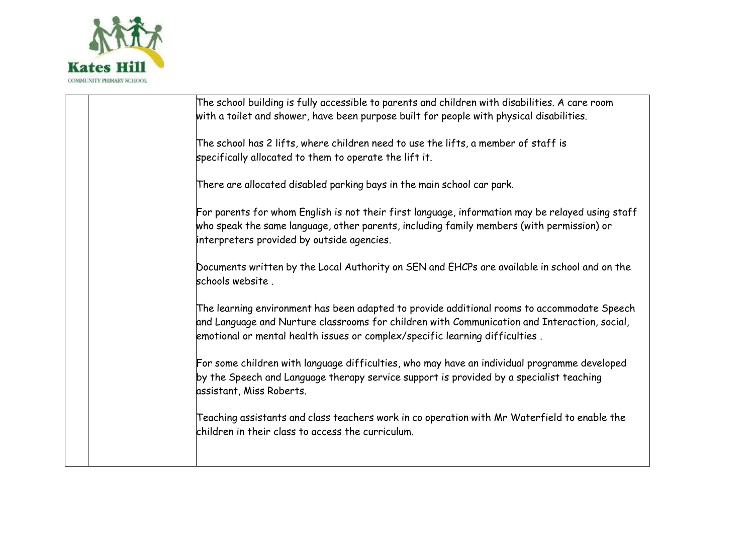| | | |
|---|---|---|
| | | The school building is fully accessible to parents and children with disabilities. A care room with a toilet and shower, have been purpose built for people with physical disabilities.<br><br>The school has 2 lifts, where children need to use the lifts, a member of staff is specifically allocated to them to operate the lift it.<br><br>There are allocated disabled parking bays in the main school car park.<br><br>For parents for whom English is not their first language, information may be relayed using staff who speak the same language, other parents, including family members (with permission) or interpreters provided by outside agencies.<br><br>Documents written by the Local Authority on SEN and EHCPs are available in school and on the schools website .<br><br>The learning environment has been adapted to provide additional rooms to accommodate Speech and Language and Nurture classrooms for children with Communication and Interaction, social, emotional or mental health issues or complex/specific learning difficulties .<br><br>For some children with language difficulties, who may have an individual programme developed by the Speech and Language therapy service support is provided by a specialist teaching assistant, Miss Roberts.<br><br>Teaching assistants and class teachers work in co operation with Mr Waterfield to enable the children in their class to access the curriculum. |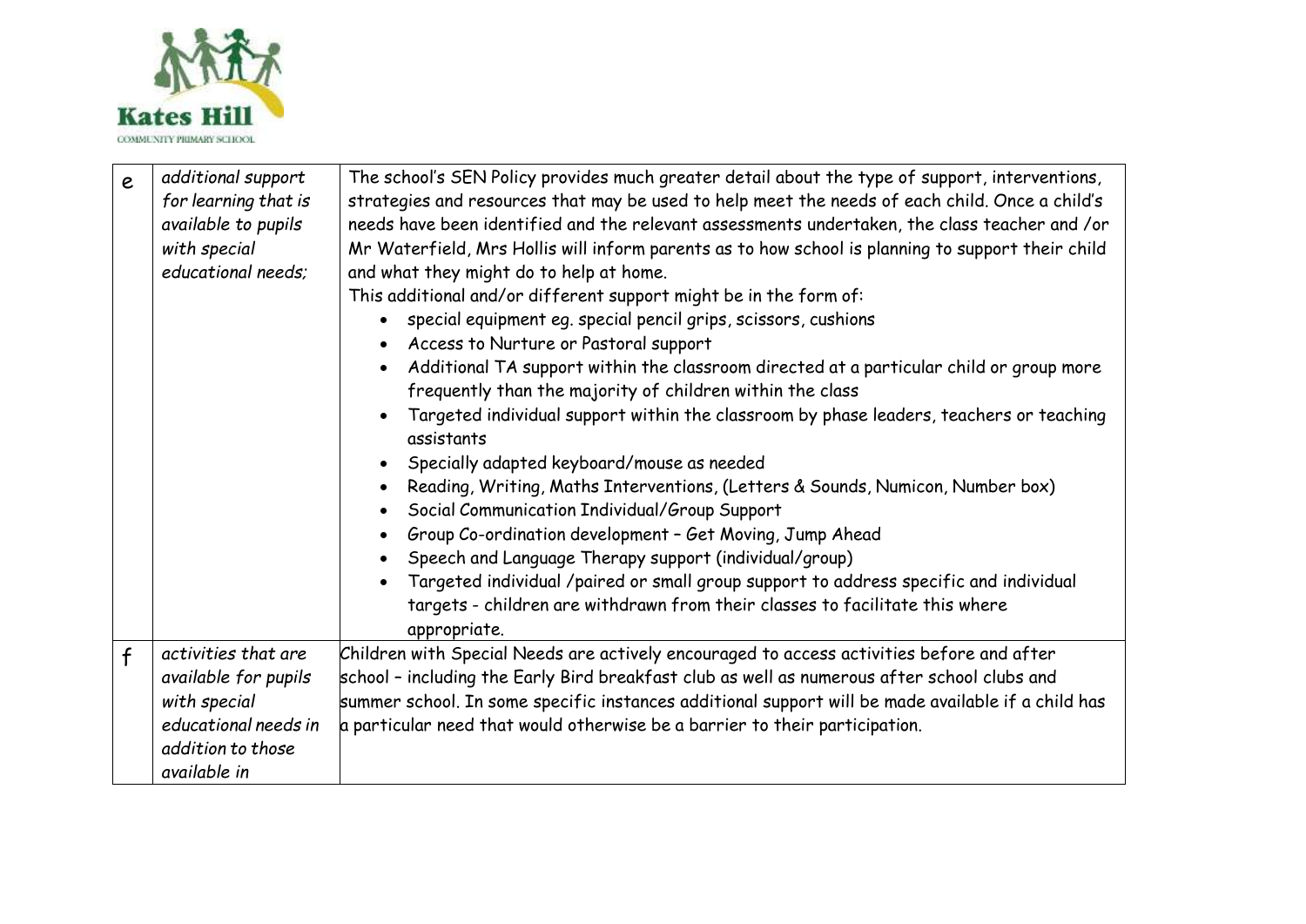| | | |
|---|---|---|
| e | *additional support for learning that is available to pupils with special educational needs;* | The school's SEN Policy provides much greater detail about the type of support, interventions, strategies and resources that may be used to help meet the needs of each child. Once a child's needs have been identified and the relevant assessments undertaken, the class teacher and /or Mr Waterfield, Mrs Hollis will inform parents as to how school is planning to support their child and what they might do to help at home.<br>This additional and/or different support might be in the form of:<br>• special equipment eg. special pencil grips, scissors, cushions<br>• Access to Nurture or Pastoral support<br>• Additional TA support within the classroom directed at a particular child or group more frequently than the majority of children within the class<br>• Targeted individual support within the classroom by phase leaders, teachers or teaching assistants<br>• Specially adapted keyboard/mouse as needed<br>• Reading, Writing, Maths Interventions, (Letters & Sounds, Numicon, Number box)<br>• Social Communication Individual/Group Support<br>• Group Co-ordination development – Get Moving, Jump Ahead<br>• Speech and Language Therapy support (individual/group)<br>• Targeted individual /paired or small group support to address specific and individual targets - children are withdrawn from their classes to facilitate this where appropriate. |
| f | *activities that are available for pupils with special educational needs in addition to those available in* | Children with Special Needs are actively encouraged to access activities before and after school – including the Early Bird breakfast club as well as numerous after school clubs and summer school. In some specific instances additional support will be made available if a child has a particular need that would otherwise be a barrier to their participation. |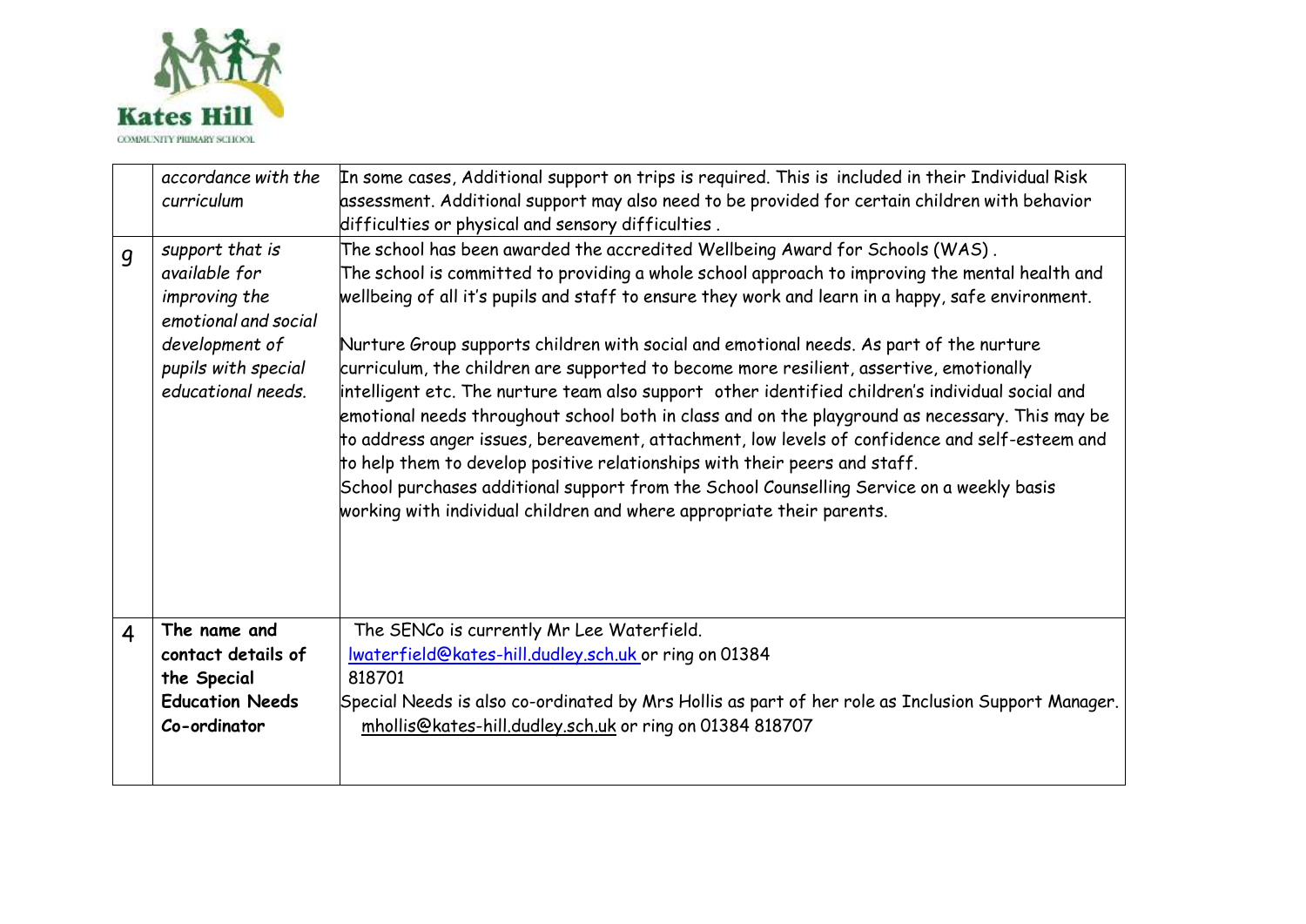|   |   |   |
|---|---|---|
|   | *accordance with the curriculum* | In some cases, Additional support on trips is required. This is included in their Individual Risk assessment. Additional support may also need to be provided for certain children with behavior difficulties or physical and sensory difficulties . |
| 9 | *support that is available for improving the emotional and social development of pupils with special educational needs.* | The school has been awarded the accredited Wellbeing Award for Schools (WAS) .<br>The school is committed to providing a whole school approach to improving the mental health and wellbeing of all it's pupils and staff to ensure they work and learn in a happy, safe environment.<br><br>Nurture Group supports children with social and emotional needs. As part of the nurture curriculum, the children are supported to become more resilient, assertive, emotionally intelligent etc. The nurture team also support other identified children's individual social and emotional needs throughout school both in class and on the playground as necessary. This may be to address anger issues, bereavement, attachment, low levels of confidence and self-esteem and to help them to develop positive relationships with their peers and staff.<br>School purchases additional support from the School Counselling Service on a weekly basis working with individual children and where appropriate their parents. |
| 4 | **The name and contact details of the Special Education Needs Co-ordinator** | The SENCo is currently Mr Lee Waterfield.<br>lwaterfield@kates-hill.dudley.sch.uk or ring on 01384 818701<br>Special Needs is also co-ordinated by Mrs Hollis as part of her role as Inclusion Support Manager.<br>mhollis@kates-hill.dudley.sch.uk or ring on 01384 818707 |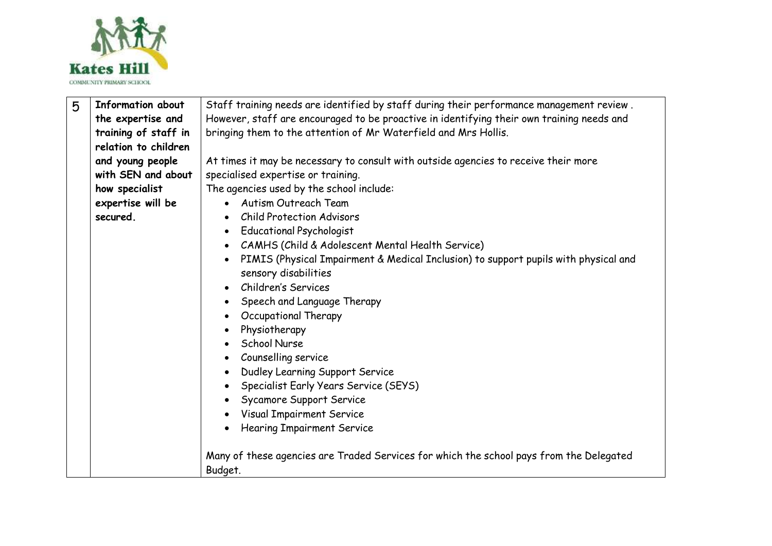| 5 | **Information about the expertise and training of staff in relation to children and young people with SEN and about how specialist expertise will be secured.** | Staff training needs are identified by staff during their performance management review . However, staff are encouraged to be proactive in identifying their own training needs and bringing them to the attention of Mr Waterfield and Mrs Hollis.<br><br>At times it may be necessary to consult with outside agencies to receive their more specialised expertise or training.<br>The agencies used by the school include:<br>• Autism Outreach Team<br>• Child Protection Advisors<br>• Educational Psychologist<br>• CAMHS (Child & Adolescent Mental Health Service)<br>• PIMIS (Physical Impairment & Medical Inclusion) to support pupils with physical and sensory disabilities<br>• Children's Services<br>• Speech and Language Therapy<br>• Occupational Therapy<br>• Physiotherapy<br>• School Nurse<br>• Counselling service<br>• Dudley Learning Support Service<br>• Specialist Early Years Service (SEYS)<br>• Sycamore Support Service<br>• Visual Impairment Service<br>• Hearing Impairment Service<br><br>Many of these agencies are Traded Services for which the school pays from the Delegated Budget. |
|---|---|---|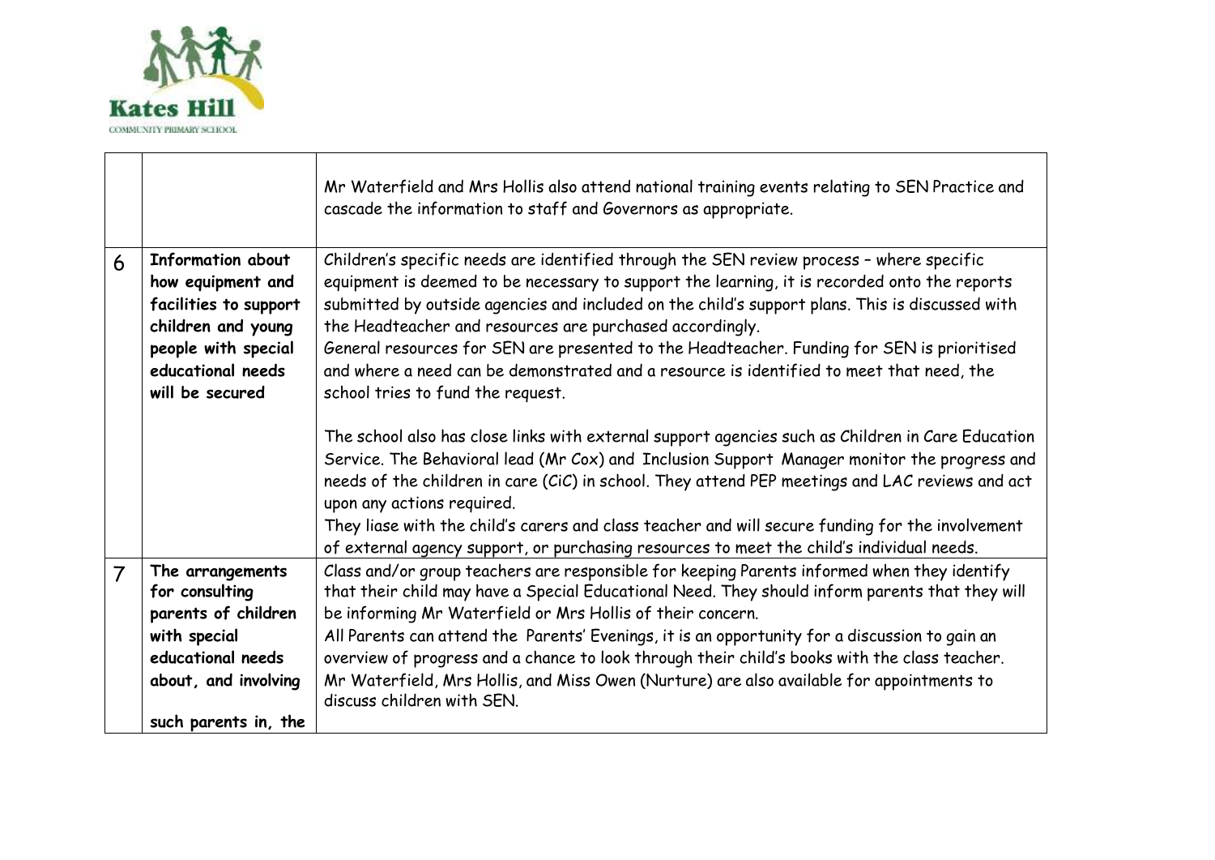| | | |
|---|---|---|
| | | Mr Waterfield and Mrs Hollis also attend national training events relating to SEN Practice and cascade the information to staff and Governors as appropriate. |
| 6 | **Information about how equipment and facilities to support children and young people with special educational needs will be secured** | Children's specific needs are identified through the SEN review process – where specific equipment is deemed to be necessary to support the learning, it is recorded onto the reports submitted by outside agencies and included on the child's support plans. This is discussed with the Headteacher and resources are purchased accordingly.<br>General resources for SEN are presented to the Headteacher. Funding for SEN is prioritised and where a need can be demonstrated and a resource is identified to meet that need, the school tries to fund the request.<br><br>The school also has close links with external support agencies such as Children in Care Education Service. The Behavioral lead (Mr Cox) and Inclusion Support Manager monitor the progress and needs of the children in care (CiC) in school. They attend PEP meetings and LAC reviews and act upon any actions required.<br>They liase with the child's carers and class teacher and will secure funding for the involvement of external agency support, or purchasing resources to meet the child's individual needs. |
| 7 | **The arrangements for consulting parents of children with special educational needs about, and involving such parents in, the** | Class and/or group teachers are responsible for keeping Parents informed when they identify that their child may have a Special Educational Need. They should inform parents that they will be informing Mr Waterfield or Mrs Hollis of their concern.<br>All Parents can attend the Parents' Evenings, it is an opportunity for a discussion to gain an overview of progress and a chance to look through their child's books with the class teacher.<br>Mr Waterfield, Mrs Hollis, and Miss Owen (Nurture) are also available for appointments to discuss children with SEN. |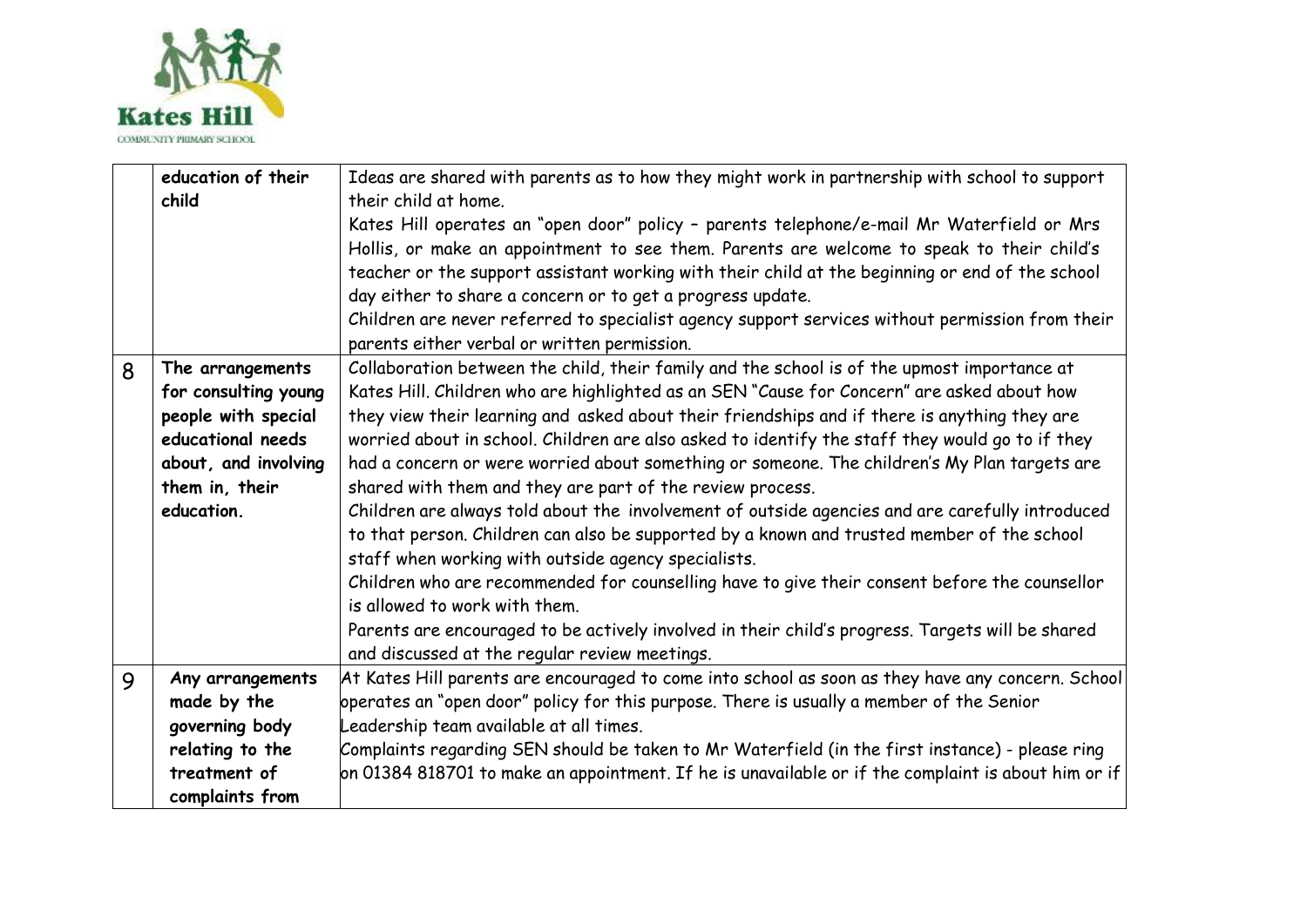| | | |
|---|---|---|
| | **education of their child** | Ideas are shared with parents as to how they might work in partnership with school to support their child at home.<br>Kates Hill operates an "open door" policy – parents telephone/e-mail Mr Waterfield or Mrs Hollis, or make an appointment to see them. Parents are welcome to speak to their child's teacher or the support assistant working with their child at the beginning or end of the school day either to share a concern or to get a progress update.<br>Children are never referred to specialist agency support services without permission from their parents either verbal or written permission. |
| 8 | **The arrangements for consulting young people with special educational needs about, and involving them in, their education.** | Collaboration between the child, their family and the school is of the upmost importance at Kates Hill. Children who are highlighted as an SEN "Cause for Concern" are asked about how they view their learning and asked about their friendships and if there is anything they are worried about in school. Children are also asked to identify the staff they would go to if they had a concern or were worried about something or someone. The children's My Plan targets are shared with them and they are part of the review process.<br>Children are always told about the involvement of outside agencies and are carefully introduced to that person. Children can also be supported by a known and trusted member of the school staff when working with outside agency specialists.<br>Children who are recommended for counselling have to give their consent before the counsellor is allowed to work with them.<br>Parents are encouraged to be actively involved in their child's progress. Targets will be shared and discussed at the regular review meetings. |
| 9 | **Any arrangements made by the governing body relating to the treatment of complaints from** | At Kates Hill parents are encouraged to come into school as soon as they have any concern. School operates an "open door" policy for this purpose. There is usually a member of the Senior Leadership team available at all times.<br>Complaints regarding SEN should be taken to Mr Waterfield (in the first instance) - please ring on 01384 818701 to make an appointment. If he is unavailable or if the complaint is about him or if |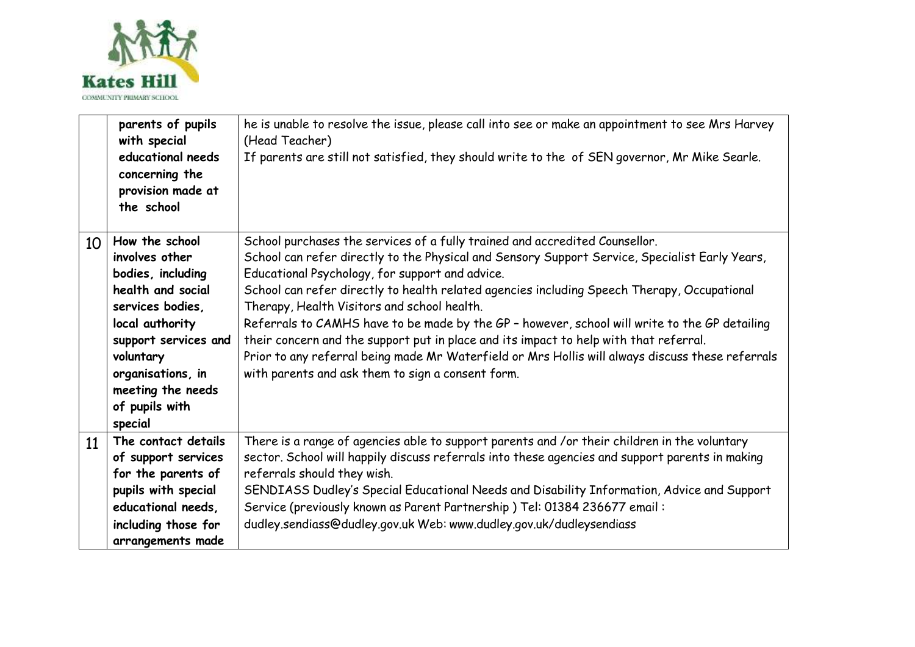| | | |
|---|---|---|
| | **parents of pupils with special educational needs concerning the provision made at the school** | he is unable to resolve the issue, please call into see or make an appointment to see Mrs Harvey (Head Teacher)<br>If parents are still not satisfied, they should write to the of SEN governor, Mr Mike Searle. |
| 10 | **How the school involves other bodies, including health and social services bodies, local authority support services and voluntary organisations, in meeting the needs of pupils with special** | School purchases the services of a fully trained and accredited Counsellor.<br>School can refer directly to the Physical and Sensory Support Service, Specialist Early Years, Educational Psychology, for support and advice.<br>School can refer directly to health related agencies including Speech Therapy, Occupational Therapy, Health Visitors and school health.<br>Referrals to CAMHS have to be made by the GP – however, school will write to the GP detailing their concern and the support put in place and its impact to help with that referral.<br>Prior to any referral being made Mr Waterfield or Mrs Hollis will always discuss these referrals with parents and ask them to sign a consent form. |
| 11 | **The contact details of support services for the parents of pupils with special educational needs, including those for arrangements made** | There is a range of agencies able to support parents and /or their children in the voluntary sector. School will happily discuss referrals into these agencies and support parents in making referrals should they wish.<br>SENDIASS Dudley's Special Educational Needs and Disability Information, Advice and Support Service (previously known as Parent Partnership ) Tel: 01384 236677 email : dudley.sendiass@dudley.gov.uk Web: www.dudley.gov.uk/dudleysendiass |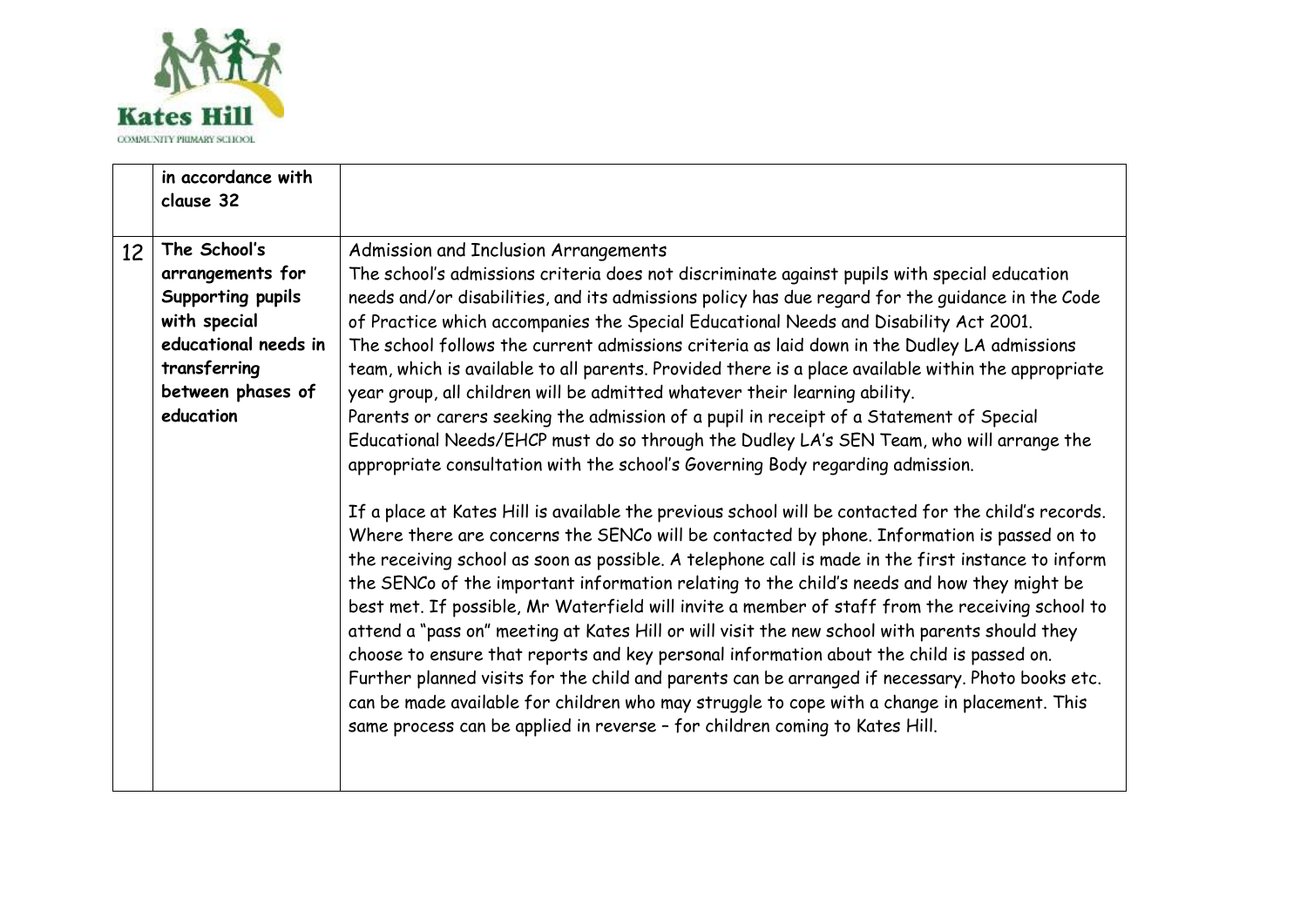| | | |
|---|---|---|
| | **in accordance with clause 32** | |
| 12 | **The School's arrangements for Supporting pupils with special educational needs in transferring between phases of education** | Admission and Inclusion Arrangements<br>The school's admissions criteria does not discriminate against pupils with special education needs and/or disabilities, and its admissions policy has due regard for the guidance in the Code of Practice which accompanies the Special Educational Needs and Disability Act 2001.<br>The school follows the current admissions criteria as laid down in the Dudley LA admissions team, which is available to all parents. Provided there is a place available within the appropriate year group, all children will be admitted whatever their learning ability.<br>Parents or carers seeking the admission of a pupil in receipt of a Statement of Special Educational Needs/EHCP must do so through the Dudley LA's SEN Team, who will arrange the appropriate consultation with the school's Governing Body regarding admission.<br><br>If a place at Kates Hill is available the previous school will be contacted for the child's records. Where there are concerns the SENCo will be contacted by phone. Information is passed on to the receiving school as soon as possible. A telephone call is made in the first instance to inform the SENCo of the important information relating to the child's needs and how they might be best met. If possible, Mr Waterfield will invite a member of staff from the receiving school to attend a "pass on" meeting at Kates Hill or will visit the new school with parents should they choose to ensure that reports and key personal information about the child is passed on. Further planned visits for the child and parents can be arranged if necessary. Photo books etc. can be made available for children who may struggle to cope with a change in placement. This same process can be applied in reverse – for children coming to Kates Hill. |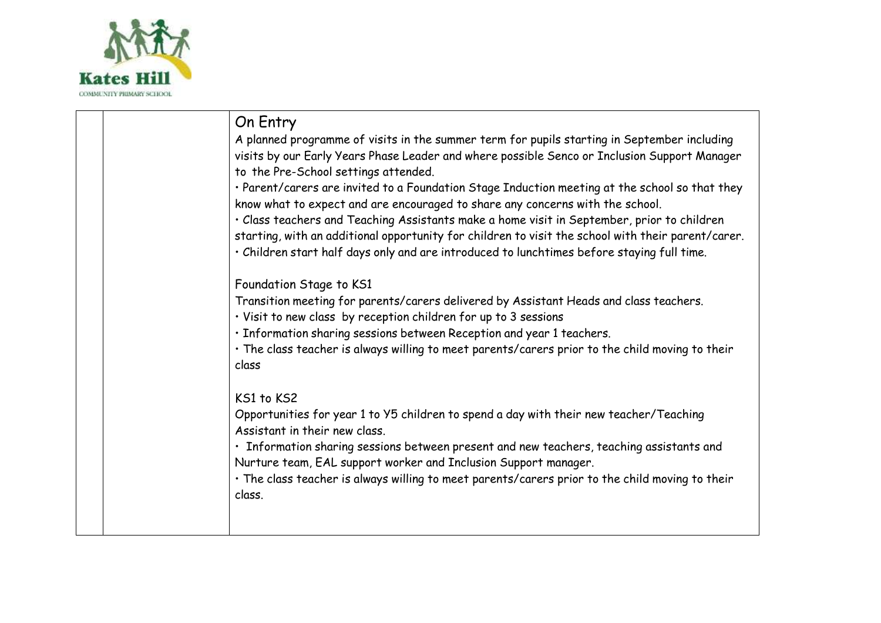| | | On Entry<br>A planned programme of visits in the summer term for pupils starting in September including visits by our Early Years Phase Leader and where possible Senco or Inclusion Support Manager to the Pre-School settings attended.<br>• Parent/carers are invited to a Foundation Stage Induction meeting at the school so that they know what to expect and are encouraged to share any concerns with the school.<br>• Class teachers and Teaching Assistants make a home visit in September, prior to children starting, with an additional opportunity for children to visit the school with their parent/carer.<br>• Children start half days only and are introduced to lunchtimes before staying full time.<br><br>Foundation Stage to KS1<br>Transition meeting for parents/carers delivered by Assistant Heads and class teachers.<br>• Visit to new class by reception children for up to 3 sessions<br>• Information sharing sessions between Reception and year 1 teachers.<br>• The class teacher is always willing to meet parents/carers prior to the child moving to their class<br><br>KS1 to KS2<br>Opportunities for year 1 to Y5 children to spend a day with their new teacher/Teaching Assistant in their new class.<br>• Information sharing sessions between present and new teachers, teaching assistants and Nurture team, EAL support worker and Inclusion Support manager.<br>• The class teacher is always willing to meet parents/carers prior to the child moving to their class. |
|---|---|---|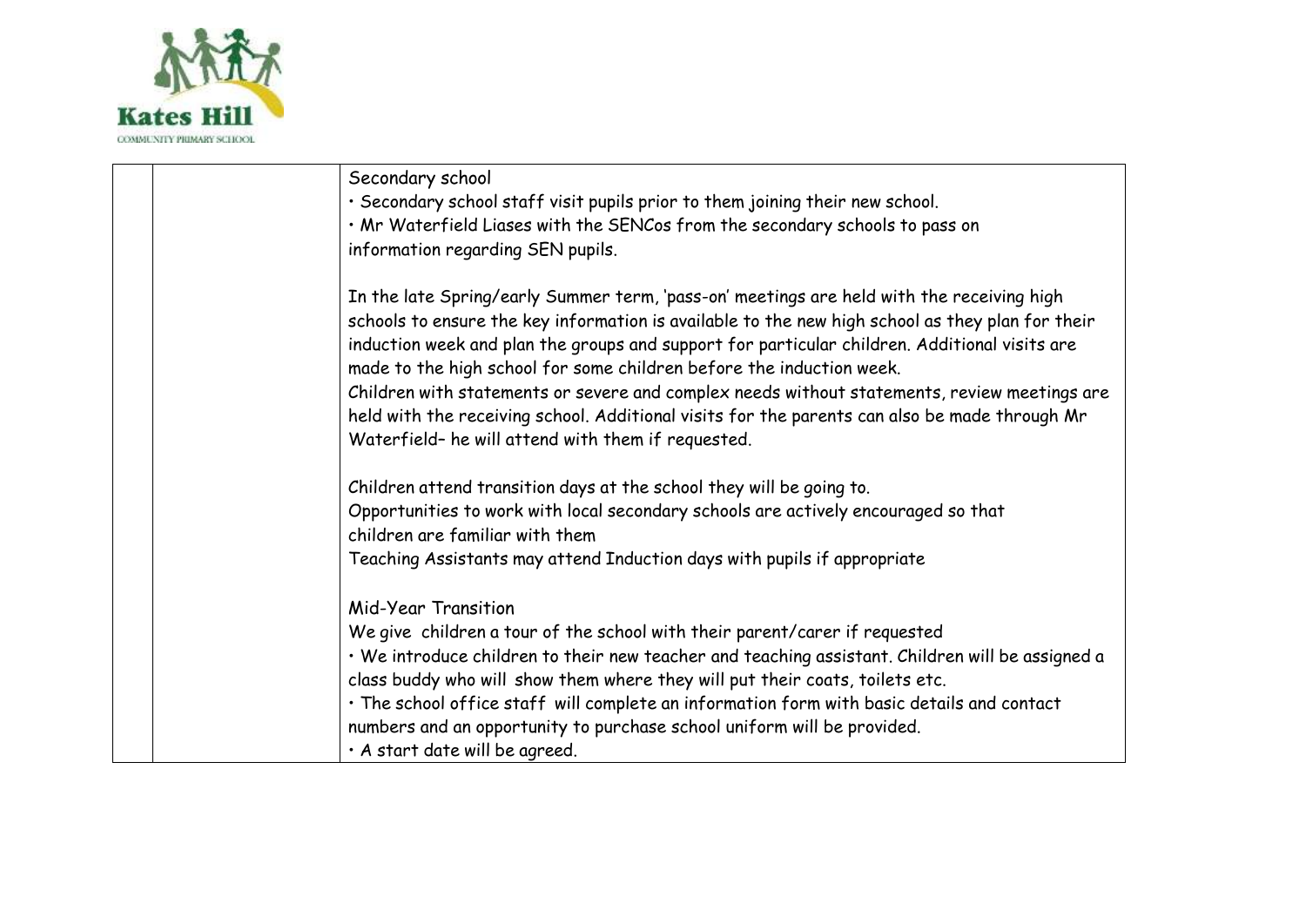| | | Secondary school<br>• Secondary school staff visit pupils prior to them joining their new school.<br>• Mr Waterfield Liases with the SENCos from the secondary schools to pass on information regarding SEN pupils.<br><br>In the late Spring/early Summer term, 'pass-on' meetings are held with the receiving high schools to ensure the key information is available to the new high school as they plan for their induction week and plan the groups and support for particular children. Additional visits are made to the high school for some children before the induction week.<br>Children with statements or severe and complex needs without statements, review meetings are held with the receiving school. Additional visits for the parents can also be made through Mr Waterfield– he will attend with them if requested.<br><br>Children attend transition days at the school they will be going to.<br>Opportunities to work with local secondary schools are actively encouraged so that children are familiar with them<br>Teaching Assistants may attend Induction days with pupils if appropriate<br><br>Mid-Year Transition<br>We give children a tour of the school with their parent/carer if requested<br>• We introduce children to their new teacher and teaching assistant. Children will be assigned a class buddy who will show them where they will put their coats, toilets etc.<br>• The school office staff will complete an information form with basic details and contact numbers and an opportunity to purchase school uniform will be provided.<br>• A start date will be agreed. |
|---|---|---|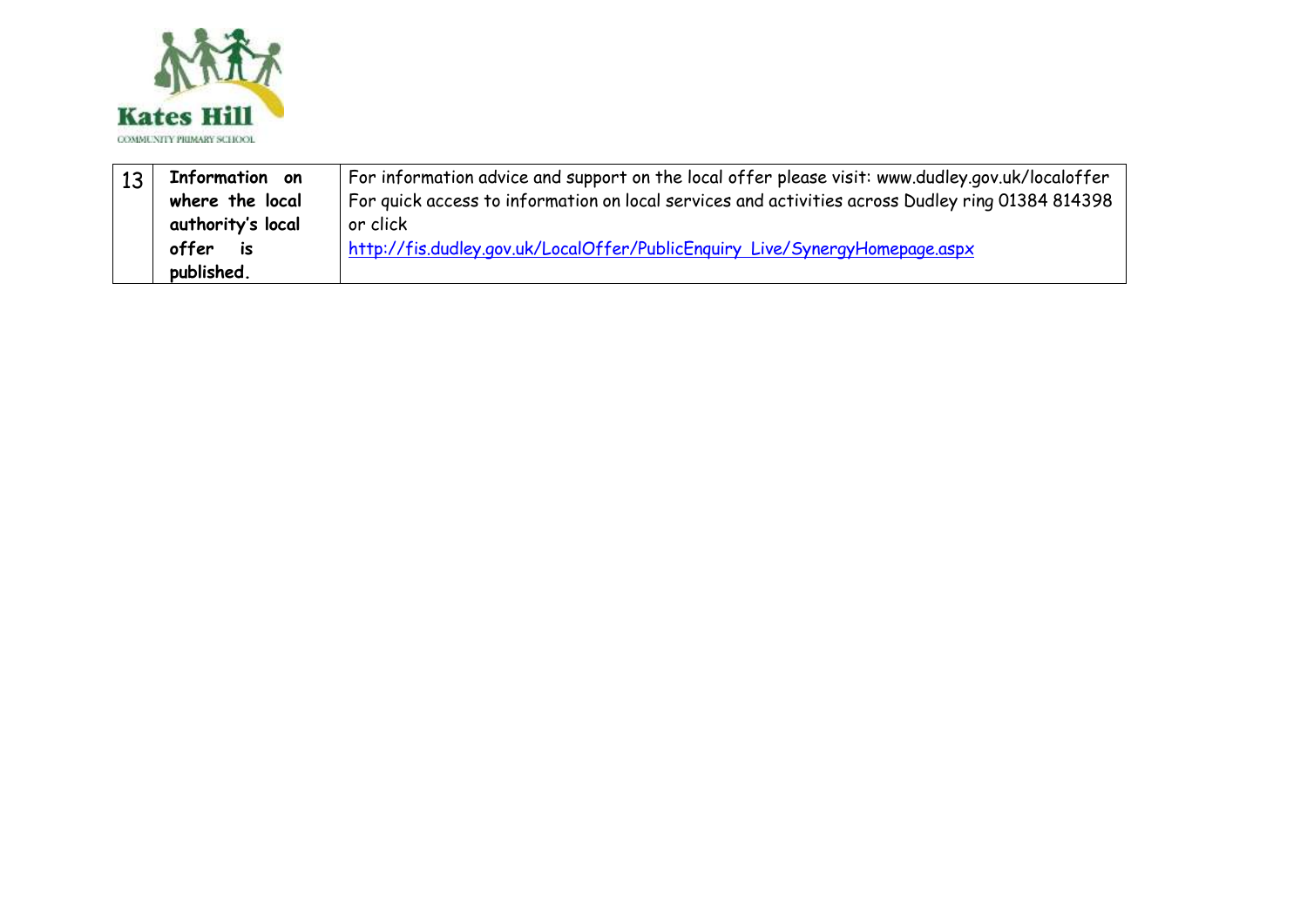| | | |
|---|---|---|
| 13 | **Information on where the local authority's local offer is published.** | For information advice and support on the local offer please visit: www.dudley.gov.uk/localoffer<br>For quick access to information on local services and activities across Dudley ring 01384 814398 or click<br>http://fis.dudley.gov.uk/LocalOffer/PublicEnquiry_Live/SynergyHomepage.aspx |